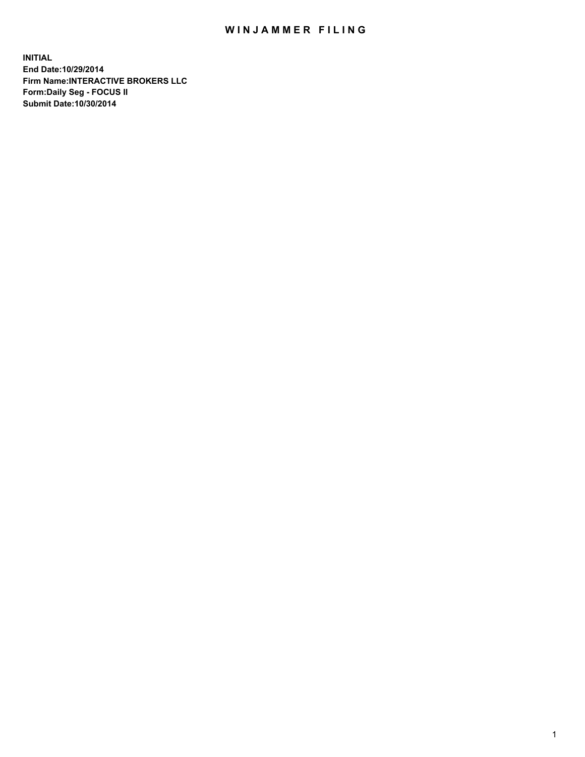# WINJAMMER FILING

**INITIAL**
**End Date:10/29/2014**
**Firm Name:INTERACTIVE BROKERS LLC**
**Form:Daily Seg - FOCUS II**
**Submit Date:10/30/2014**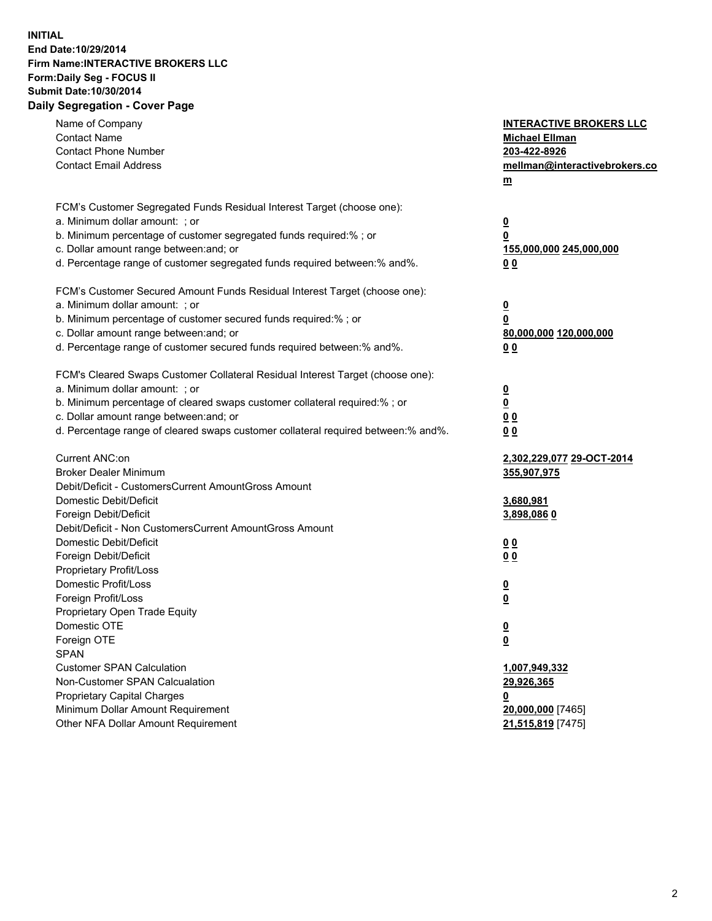**INITIAL**
**End Date:10/29/2014**
**Firm Name:INTERACTIVE BROKERS LLC**
**Form:Daily Seg - FOCUS II**
**Submit Date:10/30/2014**

## Daily Segregation - Cover Page

| | |
|---|---|
| Name of Company | **INTERACTIVE BROKERS LLC** |
| Contact Name | **Michael Ellman** |
| Contact Phone Number | **203-422-8926** |
| Contact Email Address | **mellman@interactivebrokers.com** |
| FCM's Customer Segregated Funds Residual Interest Target (choose one): | |
| a. Minimum dollar amount: ; or | **0** |
| b. Minimum percentage of customer segregated funds required:% ; or | **0** |
| c. Dollar amount range between:and; or | **155,000,000 245,000,000** |
| d. Percentage range of customer segregated funds required between:% and%. | **0 0** |
| FCM's Customer Secured Amount Funds Residual Interest Target (choose one): | |
| a. Minimum dollar amount: ; or | **0** |
| b. Minimum percentage of customer secured funds required:% ; or | **0** |
| c. Dollar amount range between:and; or | **80,000,000 120,000,000** |
| d. Percentage range of customer secured funds required between:% and%. | **0 0** |
| FCM's Cleared Swaps Customer Collateral Residual Interest Target (choose one): | |
| a. Minimum dollar amount: ; or | **0** |
| b. Minimum percentage of cleared swaps customer collateral required:% ; or | **0** |
| c. Dollar amount range between:and; or | **0 0** |
| d. Percentage range of cleared swaps customer collateral required between:% and%. | **0 0** |
| Current ANC:on | **2,302,229,077 29-OCT-2014** |
| Broker Dealer Minimum | **355,907,975** |
| Debit/Deficit - CustomersCurrent AmountGross Amount | |
| Domestic Debit/Deficit | **3,680,981** |
| Foreign Debit/Deficit | **3,898,086 0** |
| Debit/Deficit - Non CustomersCurrent AmountGross Amount | |
| Domestic Debit/Deficit | **0 0** |
| Foreign Debit/Deficit | **0 0** |
| Proprietary Profit/Loss | |
| Domestic Profit/Loss | **0** |
| Foreign Profit/Loss | **0** |
| Proprietary Open Trade Equity | |
| Domestic OTE | **0** |
| Foreign OTE | **0** |
| SPAN | |
| Customer SPAN Calculation | **1,007,949,332** |
| Non-Customer SPAN Calcualation | **29,926,365** |
| Proprietary Capital Charges | **0** |
| Minimum Dollar Amount Requirement | **20,000,000** [7465] |
| Other NFA Dollar Amount Requirement | **21,515,819** [7475] |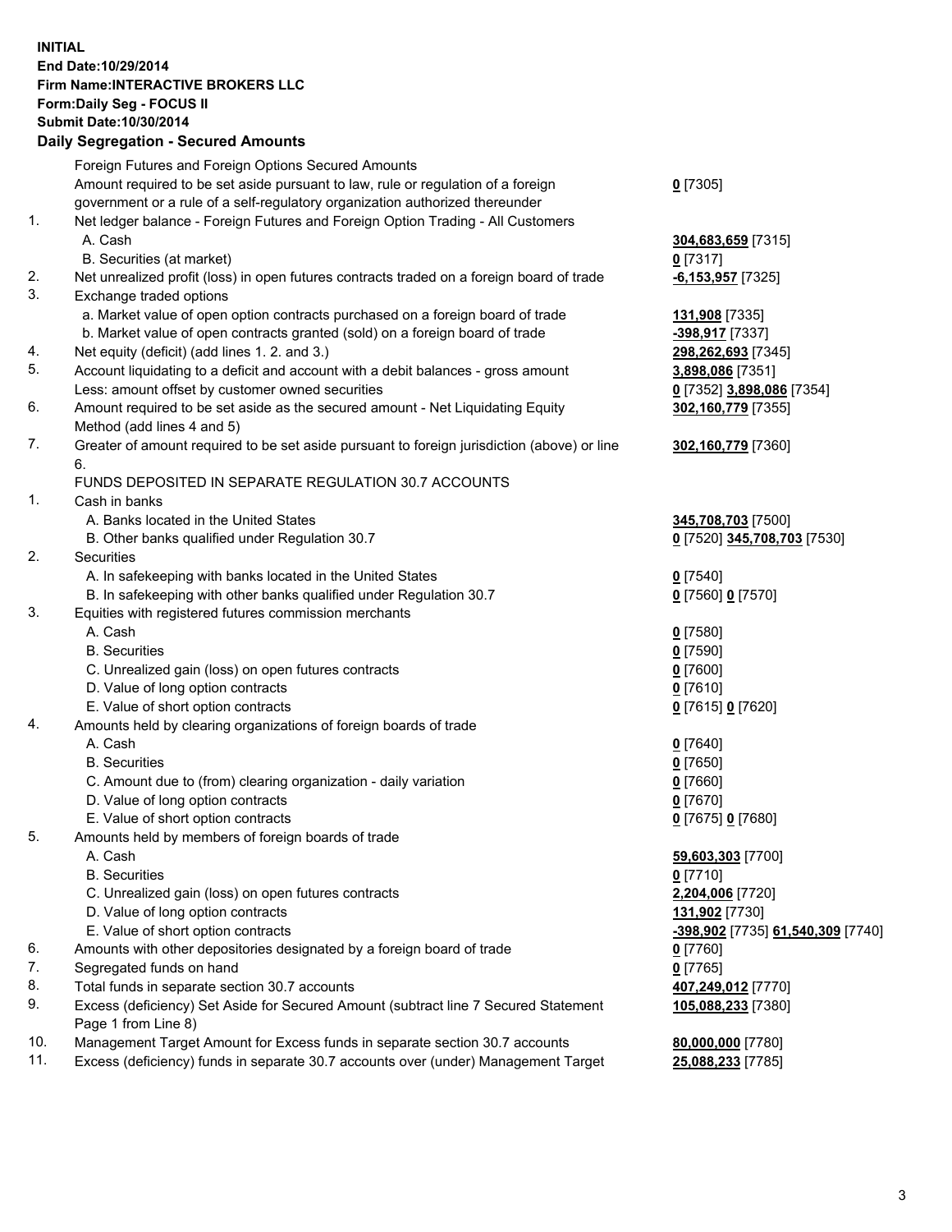**INITIAL**
**End Date:10/29/2014**
**Firm Name:INTERACTIVE BROKERS LLC**
**Form:Daily Seg - FOCUS II**
**Submit Date:10/30/2014**

### Daily Segregation - Secured Amounts

| | | |
|---|---|---|
| | Foreign Futures and Foreign Options Secured Amounts | |
| | Amount required to be set aside pursuant to law, rule or regulation of a foreign government or a rule of a self-regulatory organization authorized thereunder | **0** [7305] |
| 1. | Net ledger balance - Foreign Futures and Foreign Option Trading - All Customers | |
| | A. Cash | **304,683,659** [7315] |
| | B. Securities (at market) | **0** [7317] |
| 2. | Net unrealized profit (loss) in open futures contracts traded on a foreign board of trade | **-6,153,957** [7325] |
| 3. | Exchange traded options | |
| | a. Market value of open option contracts purchased on a foreign board of trade | **131,908** [7335] |
| | b. Market value of open contracts granted (sold) on a foreign board of trade | **-398,917** [7337] |
| 4. | Net equity (deficit) (add lines 1. 2. and 3.) | **298,262,693** [7345] |
| 5. | Account liquidating to a deficit and account with a debit balances - gross amount | **3,898,086** [7351] |
| | Less: amount offset by customer owned securities | **0** [7352] **3,898,086** [7354] |
| 6. | Amount required to be set aside as the secured amount - Net Liquidating Equity Method (add lines 4 and 5) | **302,160,779** [7355] |
| 7. | Greater of amount required to be set aside pursuant to foreign jurisdiction (above) or line 6. | **302,160,779** [7360] |
| | FUNDS DEPOSITED IN SEPARATE REGULATION 30.7 ACCOUNTS | |
| 1. | Cash in banks | |
| | A. Banks located in the United States | **345,708,703** [7500] |
| | B. Other banks qualified under Regulation 30.7 | **0** [7520] **345,708,703** [7530] |
| 2. | Securities | |
| | A. In safekeeping with banks located in the United States | **0** [7540] |
| | B. In safekeeping with other banks qualified under Regulation 30.7 | **0** [7560] **0** [7570] |
| 3. | Equities with registered futures commission merchants | |
| | A. Cash | **0** [7580] |
| | B. Securities | **0** [7590] |
| | C. Unrealized gain (loss) on open futures contracts | **0** [7600] |
| | D. Value of long option contracts | **0** [7610] |
| | E. Value of short option contracts | **0** [7615] **0** [7620] |
| 4. | Amounts held by clearing organizations of foreign boards of trade | |
| | A. Cash | **0** [7640] |
| | B. Securities | **0** [7650] |
| | C. Amount due to (from) clearing organization - daily variation | **0** [7660] |
| | D. Value of long option contracts | **0** [7670] |
| | E. Value of short option contracts | **0** [7675] **0** [7680] |
| 5. | Amounts held by members of foreign boards of trade | |
| | A. Cash | **59,603,303** [7700] |
| | B. Securities | **0** [7710] |
| | C. Unrealized gain (loss) on open futures contracts | **2,204,006** [7720] |
| | D. Value of long option contracts | **131,902** [7730] |
| | E. Value of short option contracts | **-398,902** [7735] **61,540,309** [7740] |
| 6. | Amounts with other depositories designated by a foreign board of trade | **0** [7760] |
| 7. | Segregated funds on hand | **0** [7765] |
| 8. | Total funds in separate section 30.7 accounts | **407,249,012** [7770] |
| 9. | Excess (deficiency) Set Aside for Secured Amount (subtract line 7 Secured Statement Page 1 from Line 8) | **105,088,233** [7380] |
| 10. | Management Target Amount for Excess funds in separate section 30.7 accounts | **80,000,000** [7780] |
| 11. | Excess (deficiency) funds in separate 30.7 accounts over (under) Management Target | **25,088,233** [7785] |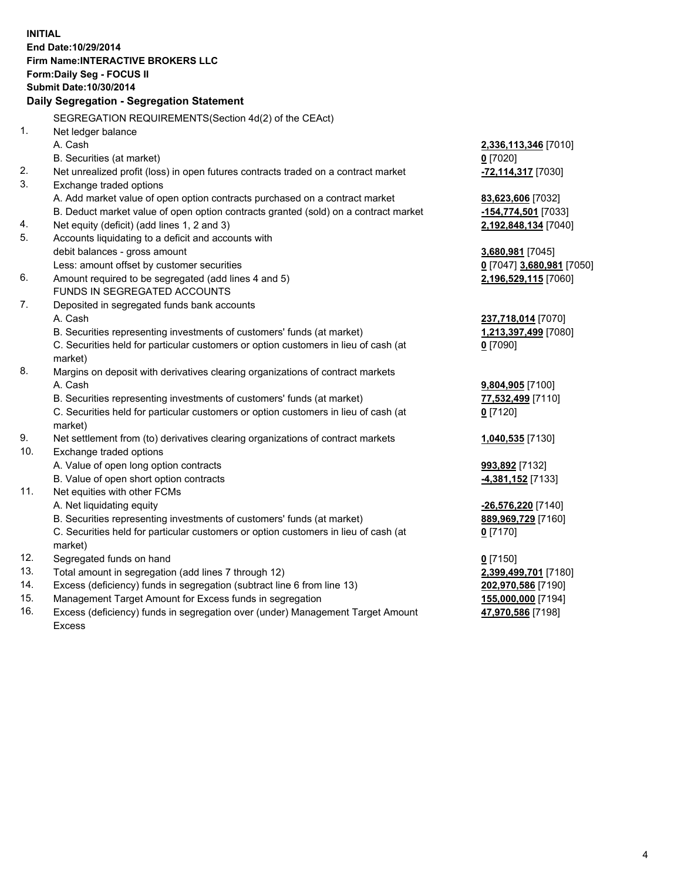**INITIAL**
**End Date:10/29/2014**
**Firm Name:INTERACTIVE BROKERS LLC**
**Form:Daily Seg - FOCUS II**
**Submit Date:10/30/2014**

## Daily Segregation - Segregation Statement

| | | |
|---|---|---|
| | SEGREGATION REQUIREMENTS(Section 4d(2) of the CEAct) | |
| 1. | Net ledger balance | |
| | A. Cash | **2,336,113,346** [7010] |
| | B. Securities (at market) | **0** [7020] |
| 2. | Net unrealized profit (loss) in open futures contracts traded on a contract market | **-72,114,317** [7030] |
| 3. | Exchange traded options | |
| | A. Add market value of open option contracts purchased on a contract market | **83,623,606** [7032] |
| | B. Deduct market value of open option contracts granted (sold) on a contract market | **-154,774,501** [7033] |
| 4. | Net equity (deficit) (add lines 1, 2 and 3) | **2,192,848,134** [7040] |
| 5. | Accounts liquidating to a deficit and accounts with debit balances - gross amount | **3,680,981** [7045] |
| | Less: amount offset by customer securities | **0** [7047] **3,680,981** [7050] |
| 6. | Amount required to be segregated (add lines 4 and 5) | **2,196,529,115** [7060] |
| | FUNDS IN SEGREGATED ACCOUNTS | |
| 7. | Deposited in segregated funds bank accounts | |
| | A. Cash | **237,718,014** [7070] |
| | B. Securities representing investments of customers' funds (at market) | **1,213,397,499** [7080] |
| | C. Securities held for particular customers or option customers in lieu of cash (at market) | **0** [7090] |
| 8. | Margins on deposit with derivatives clearing organizations of contract markets | |
| | A. Cash | **9,804,905** [7100] |
| | B. Securities representing investments of customers' funds (at market) | **77,532,499** [7110] |
| | C. Securities held for particular customers or option customers in lieu of cash (at market) | **0** [7120] |
| 9. | Net settlement from (to) derivatives clearing organizations of contract markets | **1,040,535** [7130] |
| 10. | Exchange traded options | |
| | A. Value of open long option contracts | **993,892** [7132] |
| | B. Value of open short option contracts | **-4,381,152** [7133] |
| 11. | Net equities with other FCMs | |
| | A. Net liquidating equity | **-26,576,220** [7140] |
| | B. Securities representing investments of customers' funds (at market) | **889,969,729** [7160] |
| | C. Securities held for particular customers or option customers in lieu of cash (at market) | **0** [7170] |
| 12. | Segregated funds on hand | **0** [7150] |
| 13. | Total amount in segregation (add lines 7 through 12) | **2,399,499,701** [7180] |
| 14. | Excess (deficiency) funds in segregation (subtract line 6 from line 13) | **202,970,586** [7190] |
| 15. | Management Target Amount for Excess funds in segregation | **155,000,000** [7194] |
| 16. | Excess (deficiency) funds in segregation over (under) Management Target Amount Excess | **47,970,586** [7198] |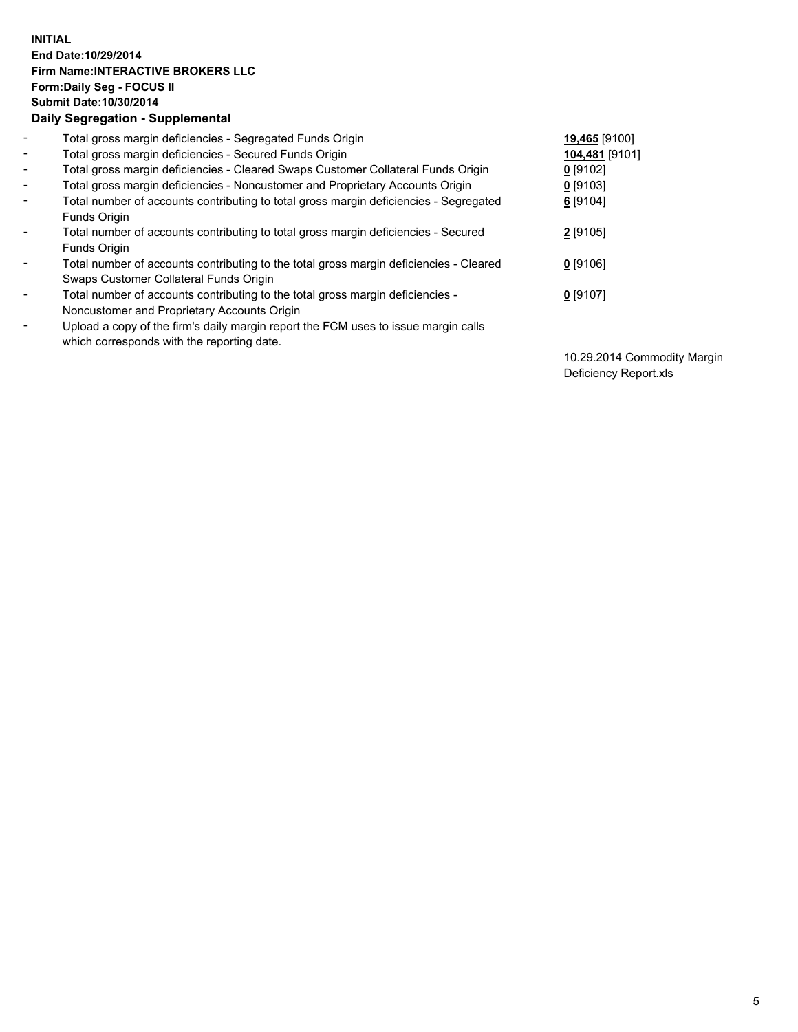**INITIAL**
**End Date:10/29/2014**
**Firm Name:INTERACTIVE BROKERS LLC**
**Form:Daily Seg - FOCUS II**
**Submit Date:10/30/2014**

### Daily Segregation - Supplemental

| | | |
|---|---|---|
| - | Total gross margin deficiencies - Segregated Funds Origin | **19,465** [9100] |
| - | Total gross margin deficiencies - Secured Funds Origin | **104,481** [9101] |
| - | Total gross margin deficiencies - Cleared Swaps Customer Collateral Funds Origin | **0** [9102] |
| - | Total gross margin deficiencies - Noncustomer and Proprietary Accounts Origin | **0** [9103] |
| - | Total number of accounts contributing to total gross margin deficiencies - Segregated Funds Origin | **6** [9104] |
| - | Total number of accounts contributing to total gross margin deficiencies - Secured Funds Origin | **2** [9105] |
| - | Total number of accounts contributing to the total gross margin deficiencies - Cleared Swaps Customer Collateral Funds Origin | **0** [9106] |
| - | Total number of accounts contributing to the total gross margin deficiencies - Noncustomer and Proprietary Accounts Origin | **0** [9107] |
| - | Upload a copy of the firm's daily margin report the FCM uses to issue margin calls which corresponds with the reporting date. | 10.29.2014 Commodity Margin Deficiency Report.xls |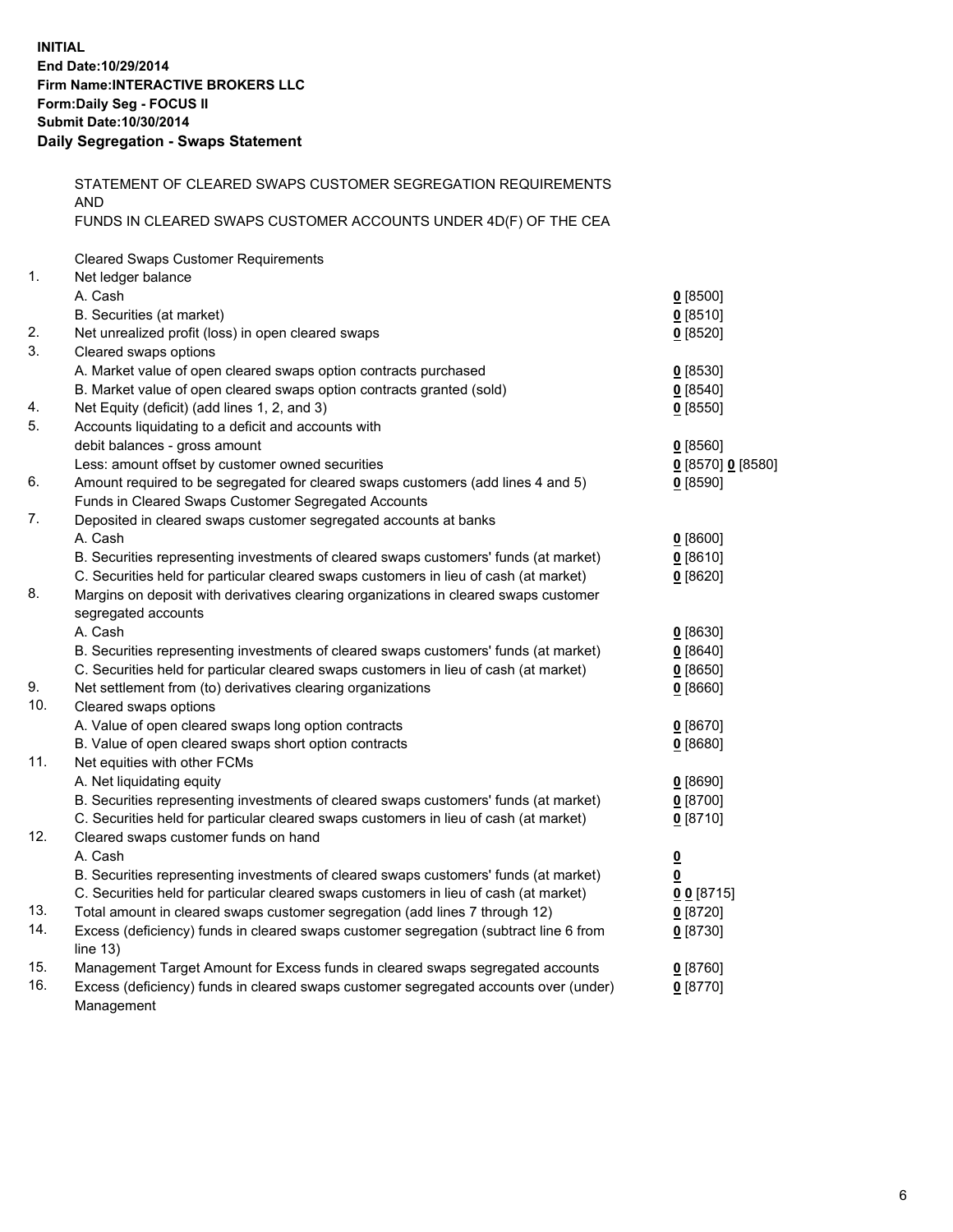**INITIAL**
**End Date:10/29/2014**
**Firm Name:INTERACTIVE BROKERS LLC**
**Form:Daily Seg - FOCUS II**
**Submit Date:10/30/2014**
**Daily Segregation - Swaps Statement**

STATEMENT OF CLEARED SWAPS CUSTOMER SEGREGATION REQUIREMENTS AND FUNDS IN CLEARED SWAPS CUSTOMER ACCOUNTS UNDER 4D(F) OF THE CEA

| | | |
|---|---|---|
| | Cleared Swaps Customer Requirements | |
| 1. | Net ledger balance | |
| | A. Cash | 0 [8500] |
| | B. Securities (at market) | 0 [8510] |
| 2. | Net unrealized profit (loss) in open cleared swaps | 0 [8520] |
| 3. | Cleared swaps options | |
| | A. Market value of open cleared swaps option contracts purchased | 0 [8530] |
| | B. Market value of open cleared swaps option contracts granted (sold) | 0 [8540] |
| 4. | Net Equity (deficit) (add lines 1, 2, and 3) | 0 [8550] |
| 5. | Accounts liquidating to a deficit and accounts with | |
| | debit balances - gross amount | 0 [8560] |
| | Less: amount offset by customer owned securities | 0 [8570] 0 [8580] |
| 6. | Amount required to be segregated for cleared swaps customers (add lines 4 and 5) | 0 [8590] |
| | Funds in Cleared Swaps Customer Segregated Accounts | |
| 7. | Deposited in cleared swaps customer segregated accounts at banks | |
| | A. Cash | 0 [8600] |
| | B. Securities representing investments of cleared swaps customers' funds (at market) | 0 [8610] |
| | C. Securities held for particular cleared swaps customers in lieu of cash (at market) | 0 [8620] |
| 8. | Margins on deposit with derivatives clearing organizations in cleared swaps customer segregated accounts | |
| | A. Cash | 0 [8630] |
| | B. Securities representing investments of cleared swaps customers' funds (at market) | 0 [8640] |
| | C. Securities held for particular cleared swaps customers in lieu of cash (at market) | 0 [8650] |
| 9. | Net settlement from (to) derivatives clearing organizations | 0 [8660] |
| 10. | Cleared swaps options | |
| | A. Value of open cleared swaps long option contracts | 0 [8670] |
| | B. Value of open cleared swaps short option contracts | 0 [8680] |
| 11. | Net equities with other FCMs | |
| | A. Net liquidating equity | 0 [8690] |
| | B. Securities representing investments of cleared swaps customers' funds (at market) | 0 [8700] |
| | C. Securities held for particular cleared swaps customers in lieu of cash (at market) | 0 [8710] |
| 12. | Cleared swaps customer funds on hand | |
| | A. Cash | 0 |
| | B. Securities representing investments of cleared swaps customers' funds (at market) | 0 |
| | C. Securities held for particular cleared swaps customers in lieu of cash (at market) | 0 0 [8715] |
| 13. | Total amount in cleared swaps customer segregation (add lines 7 through 12) | 0 [8720] |
| 14. | Excess (deficiency) funds in cleared swaps customer segregation (subtract line 6 from line 13) | 0 [8730] |
| 15. | Management Target Amount for Excess funds in cleared swaps segregated accounts | 0 [8760] |
| 16. | Excess (deficiency) funds in cleared swaps customer segregated accounts over (under) Management | 0 [8770] |